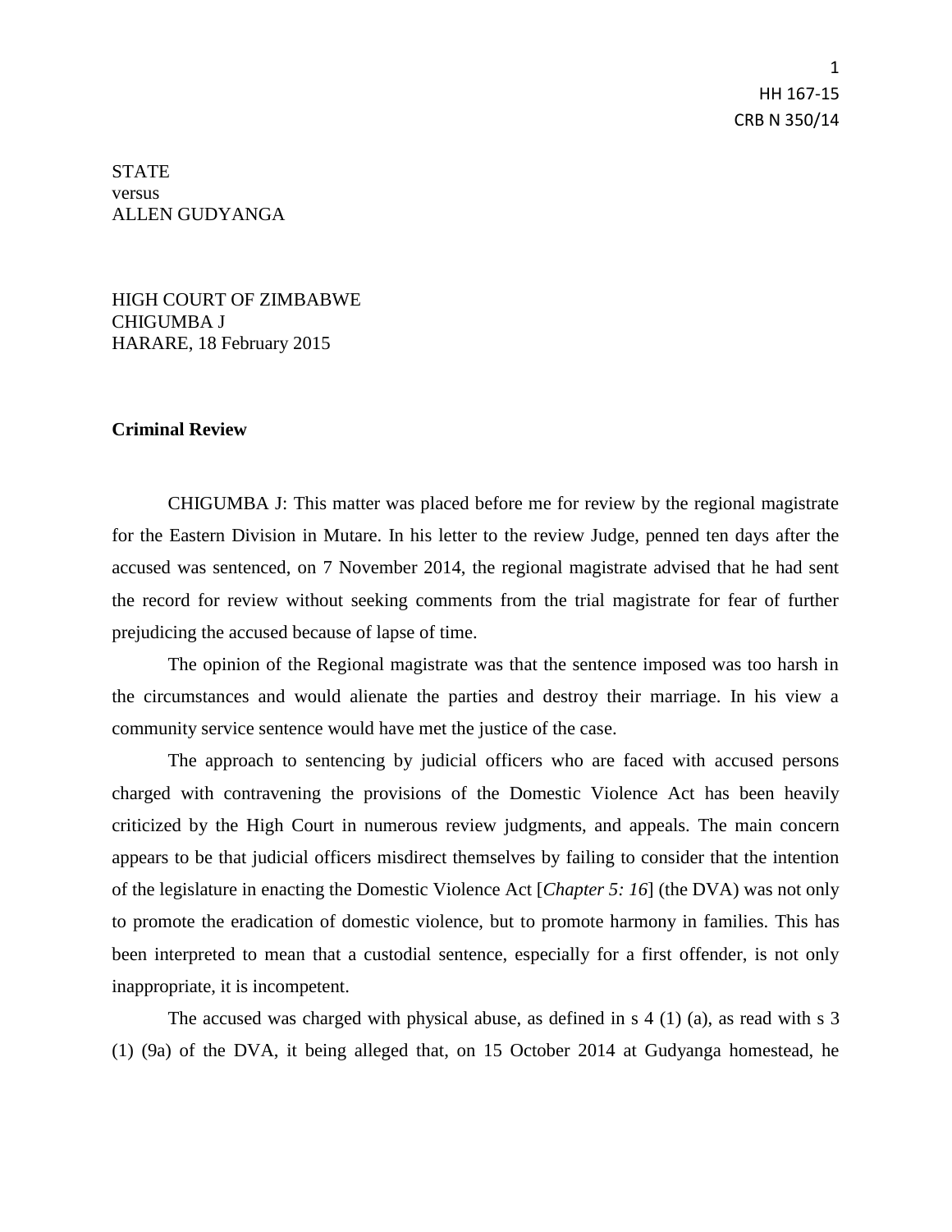STATE
versus
ALLEN GUDYANGA

HIGH COURT OF ZIMBABWE
CHIGUMBA J
HARARE, 18 February 2015

**Criminal Review**

CHIGUMBA J: This matter was placed before me for review by the regional magistrate for the Eastern Division in Mutare. In his letter to the review Judge, penned ten days after the accused was sentenced, on 7 November 2014, the regional magistrate advised that he had sent the record for review without seeking comments from the trial magistrate for fear of further prejudicing the accused because of lapse of time.

The opinion of the Regional magistrate was that the sentence imposed was too harsh in the circumstances and would alienate the parties and destroy their marriage. In his view a community service sentence would have met the justice of the case.

The approach to sentencing by judicial officers who are faced with accused persons charged with contravening the provisions of the Domestic Violence Act has been heavily criticized by the High Court in numerous review judgments, and appeals. The main concern appears to be that judicial officers misdirect themselves by failing to consider that the intention of the legislature in enacting the Domestic Violence Act [*Chapter 5: 16*] (the DVA) was not only to promote the eradication of domestic violence, but to promote harmony in families. This has been interpreted to mean that a custodial sentence, especially for a first offender, is not only inappropriate, it is incompetent.

The accused was charged with physical abuse, as defined in s 4 (1) (a), as read with s 3 (1) (9a) of the DVA, it being alleged that, on 15 October 2014 at Gudyanga homestead, he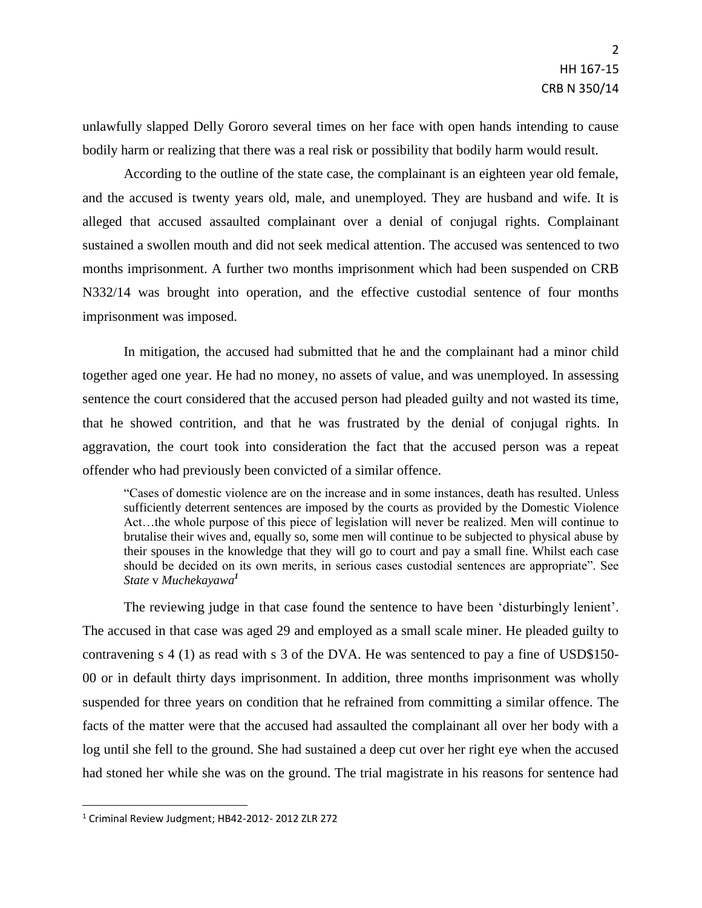unlawfully slapped Delly Gororo several times on her face with open hands intending to cause bodily harm or realizing that there was a real risk or possibility that bodily harm would result.

According to the outline of the state case, the complainant is an eighteen year old female, and the accused is twenty years old, male, and unemployed. They are husband and wife. It is alleged that accused assaulted complainant over a denial of conjugal rights. Complainant sustained a swollen mouth and did not seek medical attention. The accused was sentenced to two months imprisonment. A further two months imprisonment which had been suspended on CRB N332/14 was brought into operation, and the effective custodial sentence of four months imprisonment was imposed.

In mitigation, the accused had submitted that he and the complainant had a minor child together aged one year. He had no money, no assets of value, and was unemployed. In assessing sentence the court considered that the accused person had pleaded guilty and not wasted its time, that he showed contrition, and that he was frustrated by the denial of conjugal rights. In aggravation, the court took into consideration the fact that the accused person was a repeat offender who had previously been convicted of a similar offence.

> "Cases of domestic violence are on the increase and in some instances, death has resulted. Unless sufficiently deterrent sentences are imposed by the courts as provided by the Domestic Violence Act…the whole purpose of this piece of legislation will never be realized. Men will continue to brutalise their wives and, equally so, some men will continue to be subjected to physical abuse by their spouses in the knowledge that they will go to court and pay a small fine. Whilst each case should be decided on its own merits, in serious cases custodial sentences are appropriate". See *State* v *Muchekayawa*[1]

The reviewing judge in that case found the sentence to have been 'disturbingly lenient'. The accused in that case was aged 29 and employed as a small scale miner. He pleaded guilty to contravening s 4 (1) as read with s 3 of the DVA. He was sentenced to pay a fine of USD$150-00 or in default thirty days imprisonment. In addition, three months imprisonment was wholly suspended for three years on condition that he refrained from committing a similar offence. The facts of the matter were that the accused had assaulted the complainant all over her body with a log until she fell to the ground. She had sustained a deep cut over her right eye when the accused had stoned her while she was on the ground. The trial magistrate in his reasons for sentence had

[1] Criminal Review Judgment; HB42-2012- 2012 ZLR 272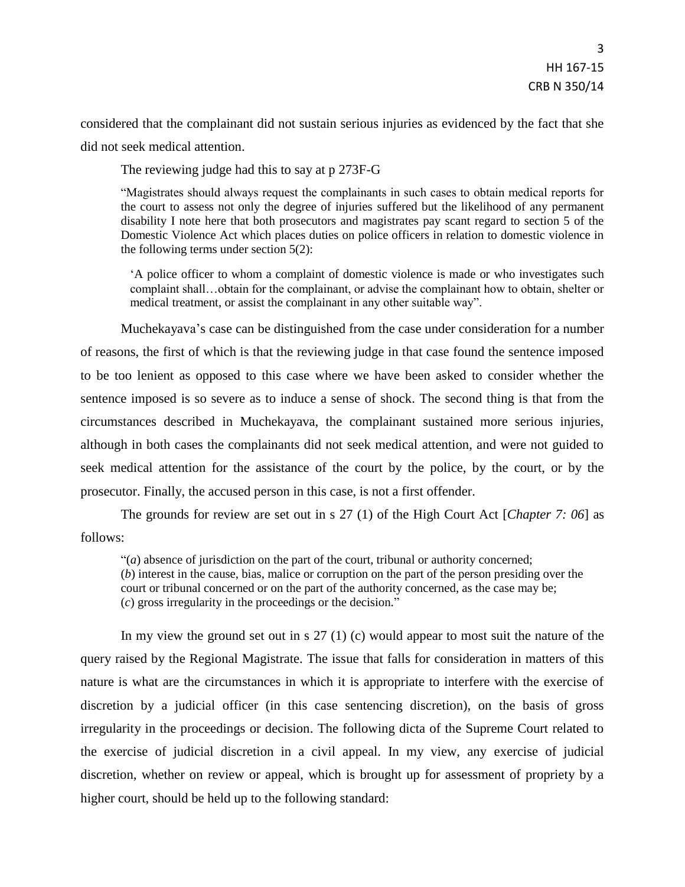considered that the complainant did not sustain serious injuries as evidenced by the fact that she did not seek medical attention.

The reviewing judge had this to say at p 273F-G

> "Magistrates should always request the complainants in such cases to obtain medical reports for the court to assess not only the degree of injuries suffered but the likelihood of any permanent disability I note here that both prosecutors and magistrates pay scant regard to section 5 of the Domestic Violence Act which places duties on police officers in relation to domestic violence in the following terms under section 5(2):
>
> > 'A police officer to whom a complaint of domestic violence is made or who investigates such complaint shall…obtain for the complainant, or advise the complainant how to obtain, shelter or medical treatment, or assist the complainant in any other suitable way".

Muchekayava's case can be distinguished from the case under consideration for a number of reasons, the first of which is that the reviewing judge in that case found the sentence imposed to be too lenient as opposed to this case where we have been asked to consider whether the sentence imposed is so severe as to induce a sense of shock. The second thing is that from the circumstances described in Muchekayava, the complainant sustained more serious injuries, although in both cases the complainants did not seek medical attention, and were not guided to seek medical attention for the assistance of the court by the police, by the court, or by the prosecutor. Finally, the accused person in this case, is not a first offender.

The grounds for review are set out in s 27 (1) of the High Court Act [*Chapter 7: 06*] as follows:

> "(*a*) absence of jurisdiction on the part of the court, tribunal or authority concerned;
> (*b*) interest in the cause, bias, malice or corruption on the part of the person presiding over the court or tribunal concerned or on the part of the authority concerned, as the case may be;
> (*c*) gross irregularity in the proceedings or the decision."

In my view the ground set out in s 27 (1) (c) would appear to most suit the nature of the query raised by the Regional Magistrate. The issue that falls for consideration in matters of this nature is what are the circumstances in which it is appropriate to interfere with the exercise of discretion by a judicial officer (in this case sentencing discretion), on the basis of gross irregularity in the proceedings or decision. The following dicta of the Supreme Court related to the exercise of judicial discretion in a civil appeal. In my view, any exercise of judicial discretion, whether on review or appeal, which is brought up for assessment of propriety by a higher court, should be held up to the following standard: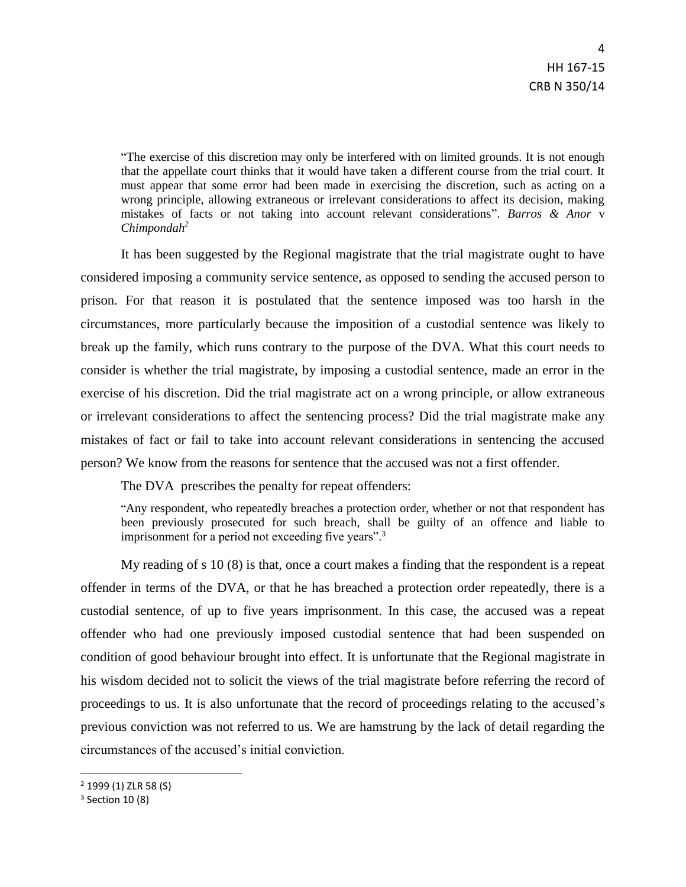> "The exercise of this discretion may only be interfered with on limited grounds. It is not enough that the appellate court thinks that it would have taken a different course from the trial court. It must appear that some error had been made in exercising the discretion, such as acting on a wrong principle, allowing extraneous or irrelevant considerations to affect its decision, making mistakes of facts or not taking into account relevant considerations". *Barros & Anor* v *Chimpondah*[2]

It has been suggested by the Regional magistrate that the trial magistrate ought to have considered imposing a community service sentence, as opposed to sending the accused person to prison. For that reason it is postulated that the sentence imposed was too harsh in the circumstances, more particularly because the imposition of a custodial sentence was likely to break up the family, which runs contrary to the purpose of the DVA. What this court needs to consider is whether the trial magistrate, by imposing a custodial sentence, made an error in the exercise of his discretion. Did the trial magistrate act on a wrong principle, or allow extraneous or irrelevant considerations to affect the sentencing process? Did the trial magistrate make any mistakes of fact or fail to take into account relevant considerations in sentencing the accused person? We know from the reasons for sentence that the accused was not a first offender.

The DVA prescribes the penalty for repeat offenders:

> "Any respondent, who repeatedly breaches a protection order, whether or not that respondent has been previously prosecuted for such breach, shall be guilty of an offence and liable to imprisonment for a period not exceeding five years".[3]

My reading of s 10 (8) is that, once a court makes a finding that the respondent is a repeat offender in terms of the DVA, or that he has breached a protection order repeatedly, there is a custodial sentence, of up to five years imprisonment. In this case, the accused was a repeat offender who had one previously imposed custodial sentence that had been suspended on condition of good behaviour brought into effect. It is unfortunate that the Regional magistrate in his wisdom decided not to solicit the views of the trial magistrate before referring the record of proceedings to us. It is also unfortunate that the record of proceedings relating to the accused's previous conviction was not referred to us. We are hamstrung by the lack of detail regarding the circumstances of the accused's initial conviction.

---

[2] 1999 (1) ZLR 58 (S)

[3] Section 10 (8)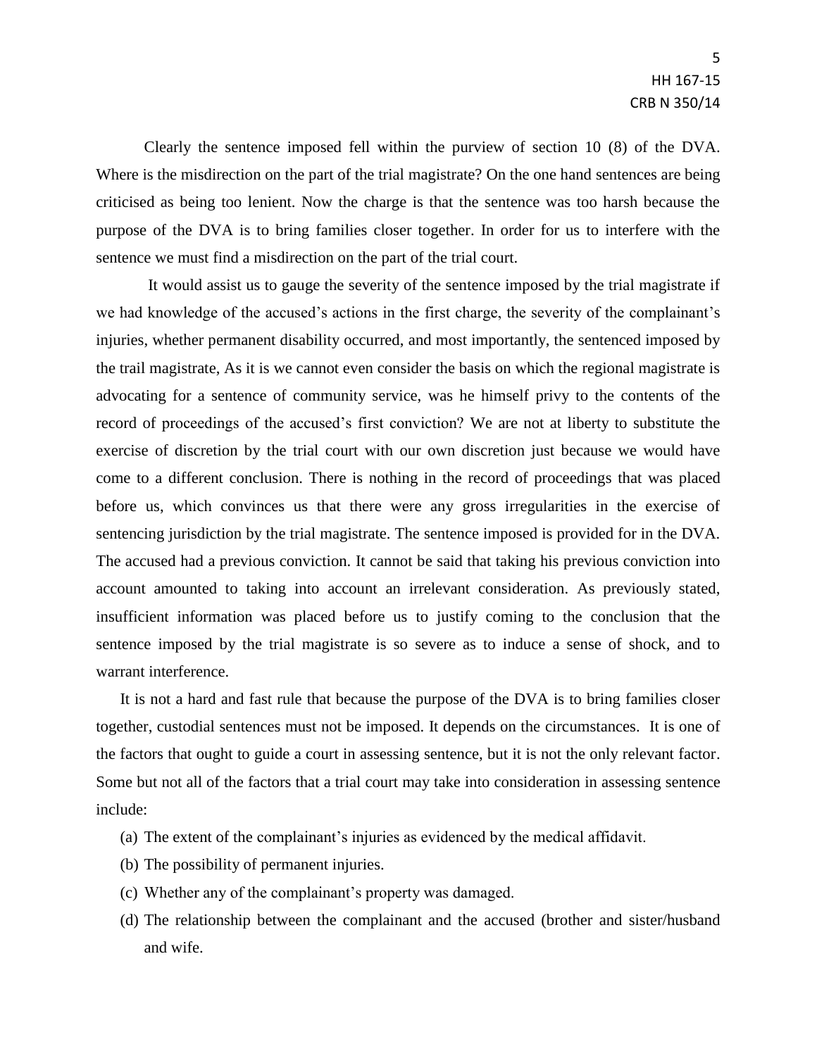Clearly the sentence imposed fell within the purview of section 10 (8) of the DVA. Where is the misdirection on the part of the trial magistrate? On the one hand sentences are being criticised as being too lenient. Now the charge is that the sentence was too harsh because the purpose of the DVA is to bring families closer together. In order for us to interfere with the sentence we must find a misdirection on the part of the trial court.

It would assist us to gauge the severity of the sentence imposed by the trial magistrate if we had knowledge of the accused's actions in the first charge, the severity of the complainant's injuries, whether permanent disability occurred, and most importantly, the sentenced imposed by the trail magistrate, As it is we cannot even consider the basis on which the regional magistrate is advocating for a sentence of community service, was he himself privy to the contents of the record of proceedings of the accused's first conviction? We are not at liberty to substitute the exercise of discretion by the trial court with our own discretion just because we would have come to a different conclusion. There is nothing in the record of proceedings that was placed before us, which convinces us that there were any gross irregularities in the exercise of sentencing jurisdiction by the trial magistrate. The sentence imposed is provided for in the DVA. The accused had a previous conviction. It cannot be said that taking his previous conviction into account amounted to taking into account an irrelevant consideration. As previously stated, insufficient information was placed before us to justify coming to the conclusion that the sentence imposed by the trial magistrate is so severe as to induce a sense of shock, and to warrant interference.

It is not a hard and fast rule that because the purpose of the DVA is to bring families closer together, custodial sentences must not be imposed. It depends on the circumstances. It is one of the factors that ought to guide a court in assessing sentence, but it is not the only relevant factor. Some but not all of the factors that a trial court may take into consideration in assessing sentence include:

(a) The extent of the complainant's injuries as evidenced by the medical affidavit.

(b) The possibility of permanent injuries.

(c) Whether any of the complainant's property was damaged.

(d) The relationship between the complainant and the accused (brother and sister/husband and wife.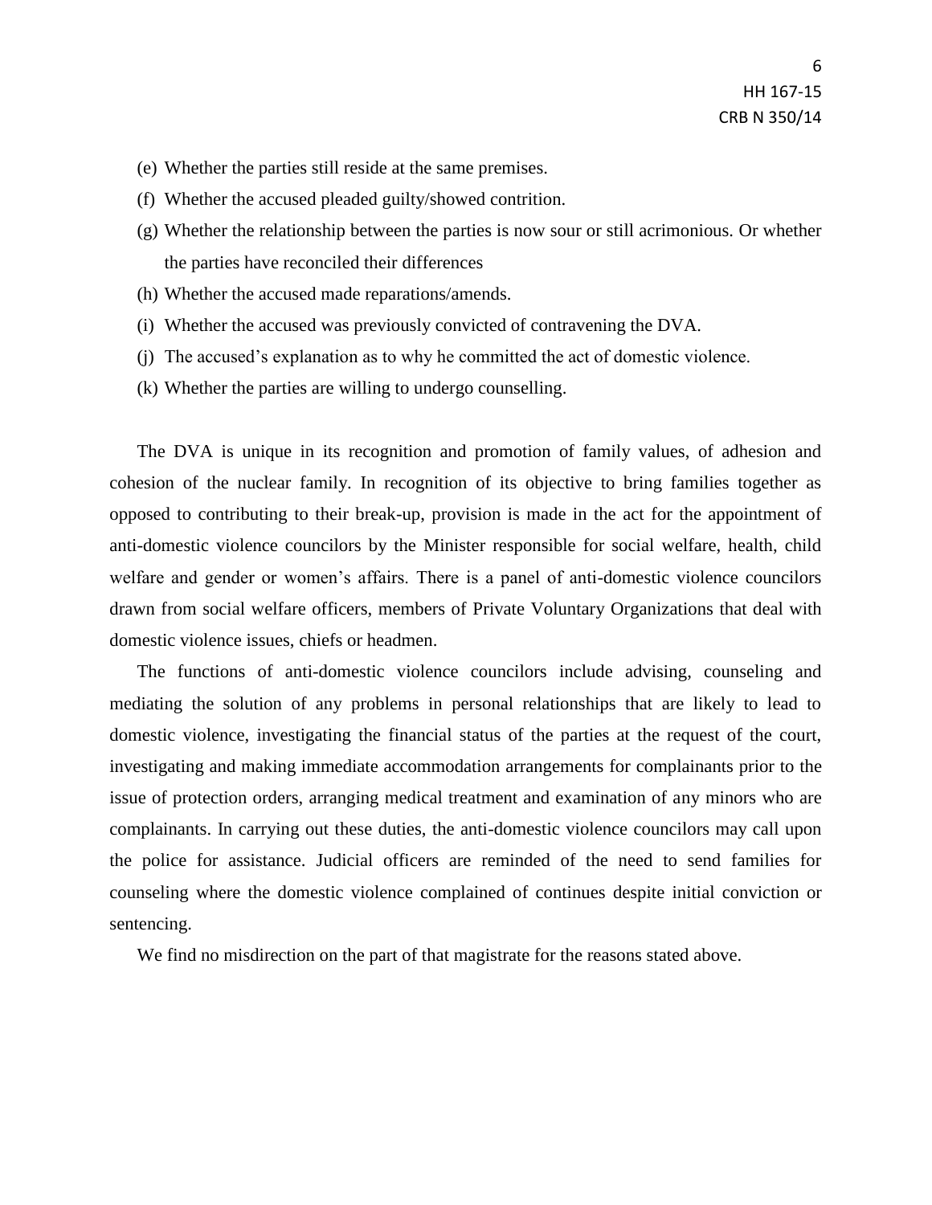(e) Whether the parties still reside at the same premises.
(f) Whether the accused pleaded guilty/showed contrition.
(g) Whether the relationship between the parties is now sour or still acrimonious. Or whether the parties have reconciled their differences
(h) Whether the accused made reparations/amends.
(i) Whether the accused was previously convicted of contravening the DVA.
(j) The accused's explanation as to why he committed the act of domestic violence.
(k) Whether the parties are willing to undergo counselling.

The DVA is unique in its recognition and promotion of family values, of adhesion and cohesion of the nuclear family. In recognition of its objective to bring families together as opposed to contributing to their break-up, provision is made in the act for the appointment of anti-domestic violence councilors by the Minister responsible for social welfare, health, child welfare and gender or women's affairs. There is a panel of anti-domestic violence councilors drawn from social welfare officers, members of Private Voluntary Organizations that deal with domestic violence issues, chiefs or headmen.

The functions of anti-domestic violence councilors include advising, counseling and mediating the solution of any problems in personal relationships that are likely to lead to domestic violence, investigating the financial status of the parties at the request of the court, investigating and making immediate accommodation arrangements for complainants prior to the issue of protection orders, arranging medical treatment and examination of any minors who are complainants. In carrying out these duties, the anti-domestic violence councilors may call upon the police for assistance. Judicial officers are reminded of the need to send families for counseling where the domestic violence complained of continues despite initial conviction or sentencing.

We find no misdirection on the part of that magistrate for the reasons stated above.